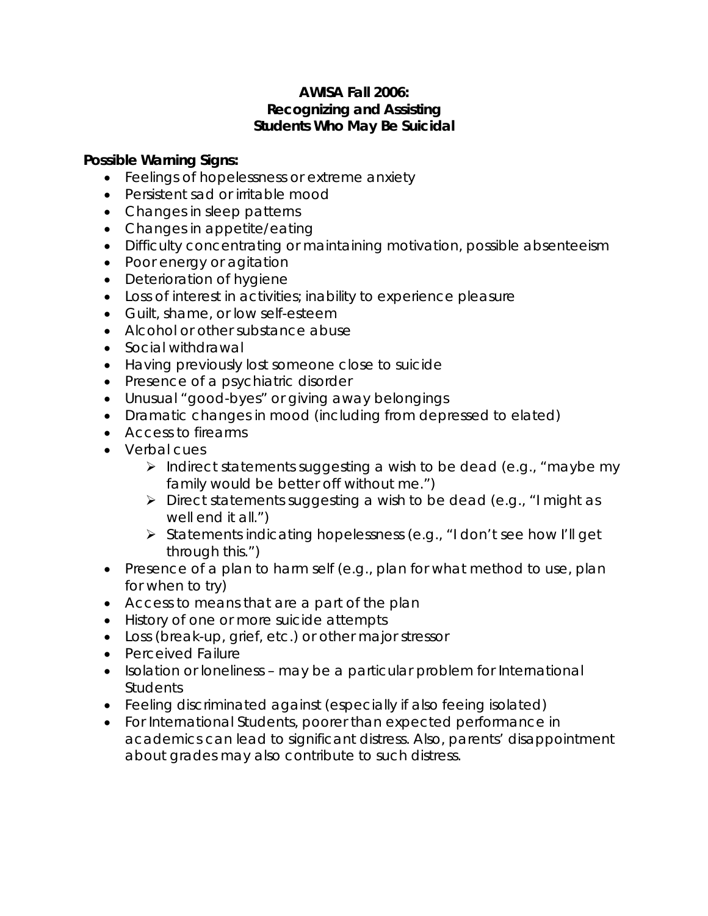**AWISA Fall 2006:**
**Recognizing and Assisting**
**Students Who May Be Suicidal**

**Possible Warning Signs:**

- Feelings of hopelessness or extreme anxiety
- Persistent sad or irritable mood
- Changes in sleep patterns
- Changes in appetite/eating
- Difficulty concentrating or maintaining motivation, possible absenteeism
- Poor energy or agitation
- Deterioration of hygiene
- Loss of interest in activities; inability to experience pleasure
- Guilt, shame, or low self-esteem
- Alcohol or other substance abuse
- Social withdrawal
- Having previously lost someone close to suicide
- Presence of a psychiatric disorder
- Unusual "good-byes" or giving away belongings
- Dramatic changes in mood (including from depressed to elated)
- Access to firearms
- Verbal cues
  - Indirect statements suggesting a wish to be dead (e.g., "maybe my family would be better off without me.")
  - Direct statements suggesting a wish to be dead (e.g., "I might as well end it all.")
  - Statements indicating hopelessness (e.g., "I don't see how I'll get through this.")
- Presence of a plan to harm self (e.g., plan for what method to use, plan for when to try)
- Access to means that are a part of the plan
- History of one or more suicide attempts
- Loss (break-up, grief, etc.) or other major stressor
- Perceived Failure
- Isolation or loneliness – may be a particular problem for International Students
- Feeling discriminated against (especially if also feeing isolated)
- For International Students, poorer than expected performance in academics can lead to significant distress. Also, parents' disappointment about grades may also contribute to such distress.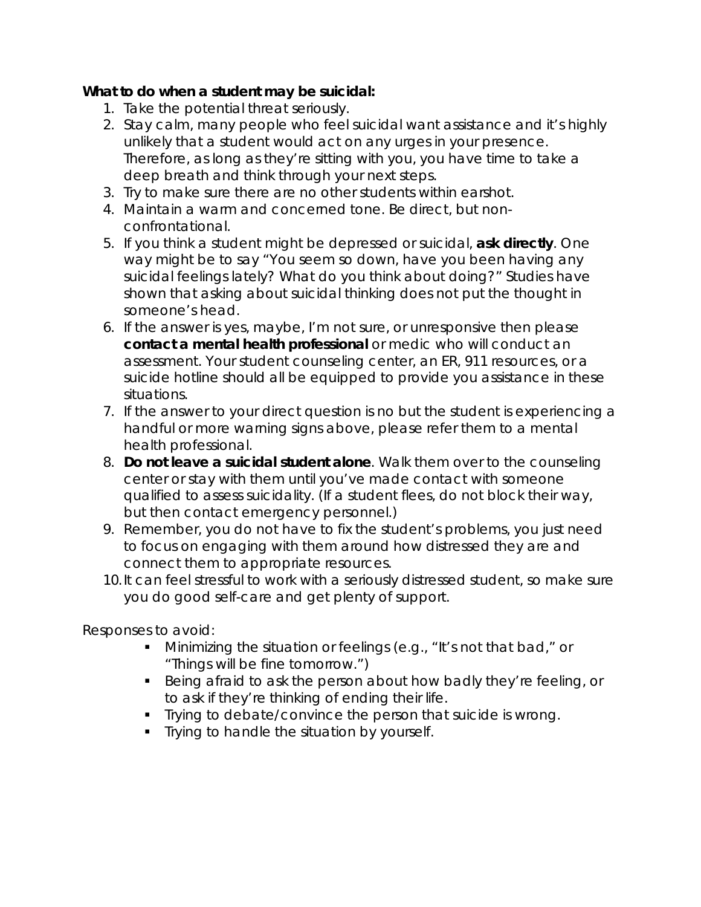**What to do when a student may be suicidal:**

1. Take the potential threat seriously.
2. Stay calm, many people who feel suicidal want assistance and it's highly unlikely that a student would act on any urges in your presence. Therefore, as long as they're sitting with you, you have time to take a deep breath and think through your next steps.
3. Try to make sure there are no other students within earshot.
4. Maintain a warm and concerned tone. Be direct, but non-confrontational.
5. If you think a student might be depressed or suicidal, **ask directly**. One way might be to say "You seem so down, have you been having any suicidal feelings lately? What do you think about doing?" Studies have shown that asking about suicidal thinking does not put the thought in someone's head.
6. If the answer is yes, maybe, I'm not sure, or unresponsive then please **contact a mental health professional** or medic who will conduct an assessment. Your student counseling center, an ER, 911 resources, or a suicide hotline should all be equipped to provide you assistance in these situations.
7. If the answer to your direct question is no but the student is experiencing a handful or more warning signs above, please refer them to a mental health professional.
8. **Do not leave a suicidal student alone**. Walk them over to the counseling center or stay with them until you've made contact with someone qualified to assess suicidality. (If a student flees, do not block their way, but then contact emergency personnel.)
9. Remember, you do not have to fix the student's problems, you just need to focus on engaging with them around how distressed they are and connect them to appropriate resources.
10. It can feel stressful to work with a seriously distressed student, so make sure you do good self-care and get plenty of support.

Responses to avoid:

- Minimizing the situation or feelings (e.g., "It's not that bad," or "Things will be fine tomorrow.")
- Being afraid to ask the person about how badly they're feeling, or to ask if they're thinking of ending their life.
- Trying to debate/convince the person that suicide is wrong.
- Trying to handle the situation by yourself.